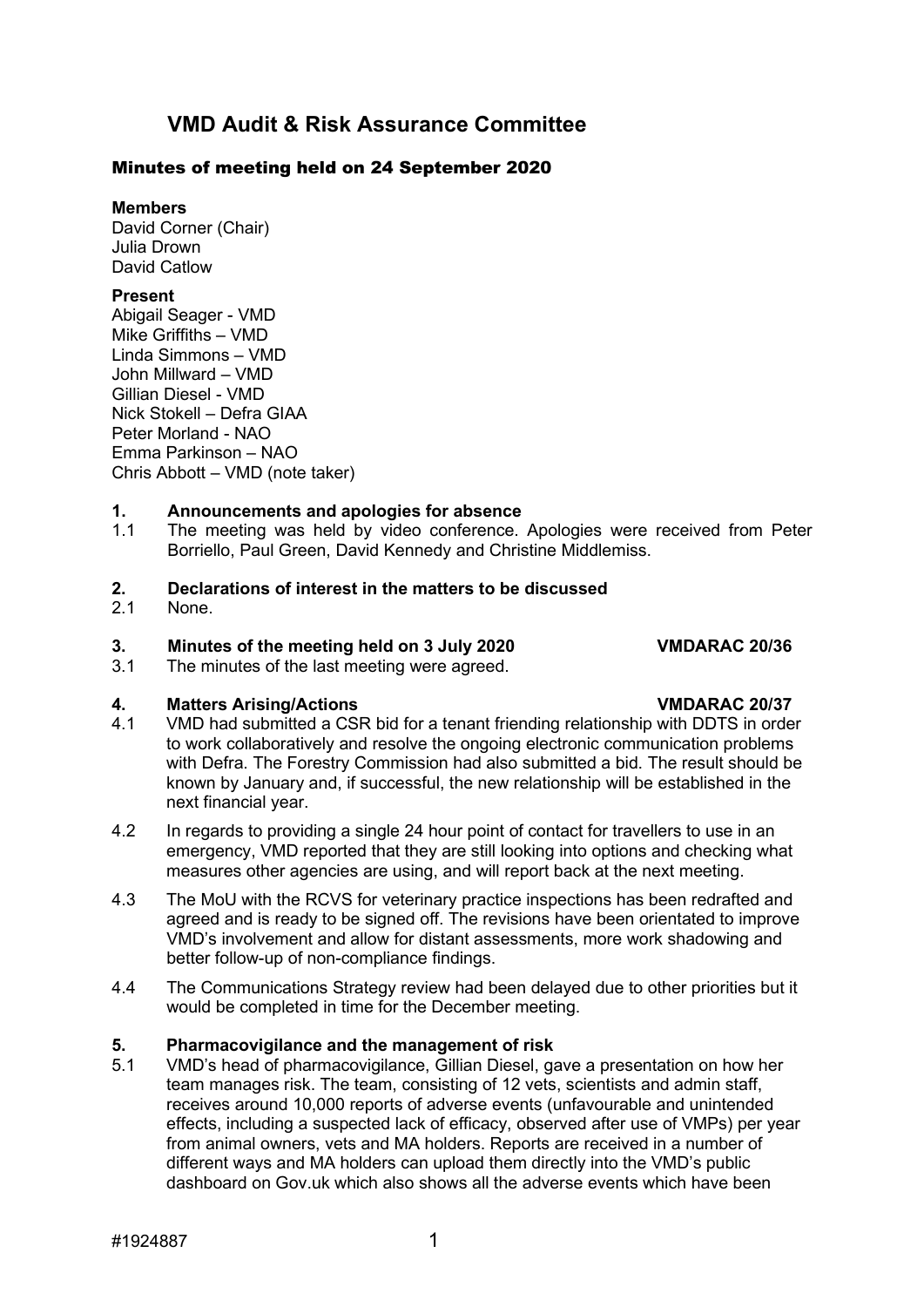# VMD Audit & Risk Assurance Committee

## Minutes of meeting held on 24 September 2020

**Members**
David Corner (Chair)
Julia Drown
David Catlow

**Present**
Abigail Seager - VMD
Mike Griffiths – VMD
Linda Simmons – VMD
John Millward – VMD
Gillian Diesel - VMD
Nick Stokell – Defra GIAA
Peter Morland - NAO
Emma Parkinson – NAO
Chris Abbott – VMD (note taker)

**1. Announcements and apologies for absence**

1.1 The meeting was held by video conference. Apologies were received from Peter Borriello, Paul Green, David Kennedy and Christine Middlemiss.

**2. Declarations of interest in the matters to be discussed**

2.1 None.

**3. Minutes of the meeting held on 3 July 2020 VMDARAC 20/36**

3.1 The minutes of the last meeting were agreed.

**4. Matters Arising/Actions VMDARAC 20/37**

4.1 VMD had submitted a CSR bid for a tenant friending relationship with DDTS in order to work collaboratively and resolve the ongoing electronic communication problems with Defra. The Forestry Commission had also submitted a bid. The result should be known by January and, if successful, the new relationship will be established in the next financial year.

4.2 In regards to providing a single 24 hour point of contact for travellers to use in an emergency, VMD reported that they are still looking into options and checking what measures other agencies are using, and will report back at the next meeting.

4.3 The MoU with the RCVS for veterinary practice inspections has been redrafted and agreed and is ready to be signed off. The revisions have been orientated to improve VMD's involvement and allow for distant assessments, more work shadowing and better follow-up of non-compliance findings.

4.4 The Communications Strategy review had been delayed due to other priorities but it would be completed in time for the December meeting.

**5. Pharmacovigilance and the management of risk**

5.1 VMD's head of pharmacovigilance, Gillian Diesel, gave a presentation on how her team manages risk. The team, consisting of 12 vets, scientists and admin staff, receives around 10,000 reports of adverse events (unfavourable and unintended effects, including a suspected lack of efficacy, observed after use of VMPs) per year from animal owners, vets and MA holders. Reports are received in a number of different ways and MA holders can upload them directly into the VMD's public dashboard on Gov.uk which also shows all the adverse events which have been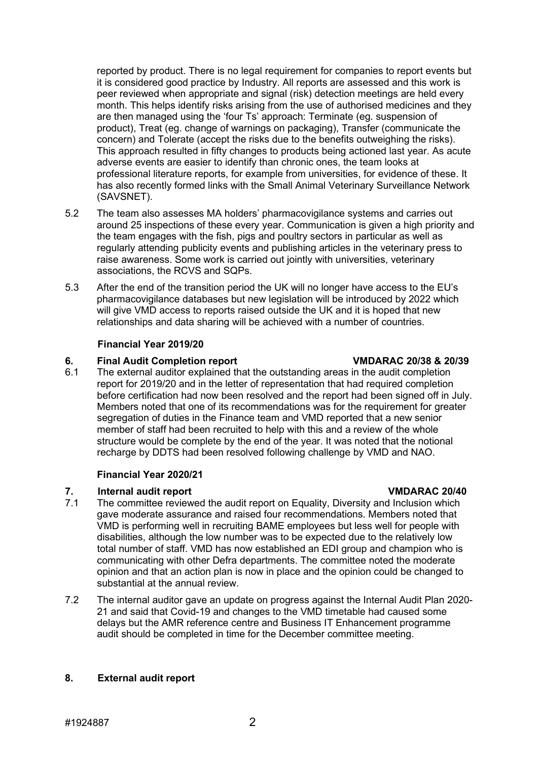reported by product. There is no legal requirement for companies to report events but it is considered good practice by Industry. All reports are assessed and this work is peer reviewed when appropriate and signal (risk) detection meetings are held every month. This helps identify risks arising from the use of authorised medicines and they are then managed using the 'four Ts' approach: Terminate (eg. suspension of product), Treat (eg. change of warnings on packaging), Transfer (communicate the concern) and Tolerate (accept the risks due to the benefits outweighing the risks). This approach resulted in fifty changes to products being actioned last year. As acute adverse events are easier to identify than chronic ones, the team looks at professional literature reports, for example from universities, for evidence of these. It has also recently formed links with the Small Animal Veterinary Surveillance Network (SAVSNET).

5.2 The team also assesses MA holders' pharmacovigilance systems and carries out around 25 inspections of these every year. Communication is given a high priority and the team engages with the fish, pigs and poultry sectors in particular as well as regularly attending publicity events and publishing articles in the veterinary press to raise awareness. Some work is carried out jointly with universities, veterinary associations, the RCVS and SQPs.

5.3 After the end of the transition period the UK will no longer have access to the EU's pharmacovigilance databases but new legislation will be introduced by 2022 which will give VMD access to reports raised outside the UK and it is hoped that new relationships and data sharing will be achieved with a number of countries.

**Financial Year 2019/20**

**6. Final Audit Completion report VMDARAC 20/38 & 20/39**

6.1 The external auditor explained that the outstanding areas in the audit completion report for 2019/20 and in the letter of representation that had required completion before certification had now been resolved and the report had been signed off in July. Members noted that one of its recommendations was for the requirement for greater segregation of duties in the Finance team and VMD reported that a new senior member of staff had been recruited to help with this and a review of the whole structure would be complete by the end of the year. It was noted that the notional recharge by DDTS had been resolved following challenge by VMD and NAO.

**Financial Year 2020/21**

**7. Internal audit report VMDARAC 20/40**

7.1 The committee reviewed the audit report on Equality, Diversity and Inclusion which gave moderate assurance and raised four recommendations. Members noted that VMD is performing well in recruiting BAME employees but less well for people with disabilities, although the low number was to be expected due to the relatively low total number of staff. VMD has now established an EDI group and champion who is communicating with other Defra departments. The committee noted the moderate opinion and that an action plan is now in place and the opinion could be changed to substantial at the annual review.

7.2 The internal auditor gave an update on progress against the Internal Audit Plan 2020-21 and said that Covid-19 and changes to the VMD timetable had caused some delays but the AMR reference centre and Business IT Enhancement programme audit should be completed in time for the December committee meeting.

**8. External audit report**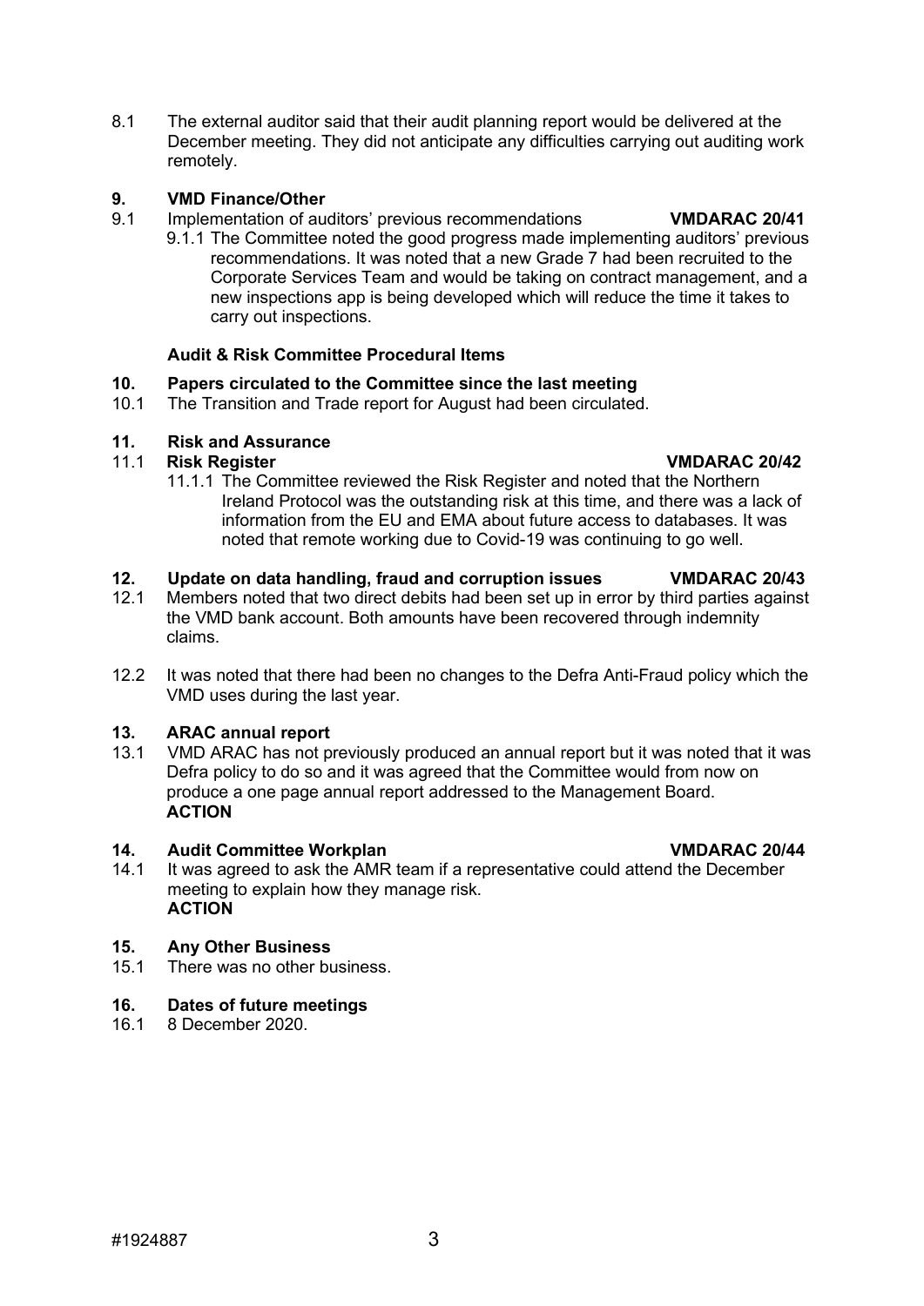8.1 The external auditor said that their audit planning report would be delivered at the December meeting. They did not anticipate any difficulties carrying out auditing work remotely.

## 9. VMD Finance/Other

9.1 Implementation of auditors' previous recommendations **VMDARAC 20/41**

9.1.1 The Committee noted the good progress made implementing auditors' previous recommendations. It was noted that a new Grade 7 had been recruited to the Corporate Services Team and would be taking on contract management, and a new inspections app is being developed which will reduce the time it takes to carry out inspections.

### Audit & Risk Committee Procedural Items

## 10. Papers circulated to the Committee since the last meeting

10.1 The Transition and Trade report for August had been circulated.

## 11. Risk and Assurance

11.1 **Risk Register** **VMDARAC 20/42**

11.1.1 The Committee reviewed the Risk Register and noted that the Northern Ireland Protocol was the outstanding risk at this time, and there was a lack of information from the EU and EMA about future access to databases. It was noted that remote working due to Covid-19 was continuing to go well.

## 12. Update on data handling, fraud and corruption issues VMDARAC 20/43

12.1 Members noted that two direct debits had been set up in error by third parties against the VMD bank account. Both amounts have been recovered through indemnity claims.

12.2 It was noted that there had been no changes to the Defra Anti-Fraud policy which the VMD uses during the last year.

## 13. ARAC annual report

13.1 VMD ARAC has not previously produced an annual report but it was noted that it was Defra policy to do so and it was agreed that the Committee would from now on produce a one page annual report addressed to the Management Board.
**ACTION**

## 14. Audit Committee Workplan VMDARAC 20/44

14.1 It was agreed to ask the AMR team if a representative could attend the December meeting to explain how they manage risk.
**ACTION**

## 15. Any Other Business

15.1 There was no other business.

## 16. Dates of future meetings

16.1 8 December 2020.

#1924887